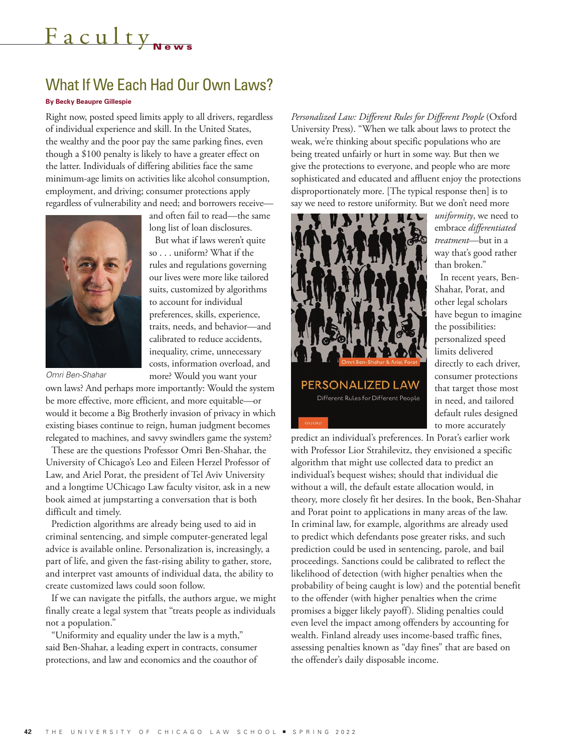# What If We Each Had Our Own Laws?

**By Becky Beaupre Gillespie**

Right now, posted speed limits apply to all drivers, regardless of individual experience and skill. In the United States, the wealthy and the poor pay the same parking fines, even though a $100 penalty is likely to have a greater effect on the latter. Individuals of differing abilities face the same minimum-age limits on activities like alcohol consumption, employment, and driving; consumer protections apply regardless of vulnerability and need; and borrowers receive—and often fail to read—the same long list of loan disclosures.

*Omri Ben-Shahar*

But what if laws weren't quite so . . . uniform? What if the rules and regulations governing our lives were more like tailored suits, customized by algorithms to account for individual preferences, skills, experience, traits, needs, and behavior—and calibrated to reduce accidents, inequality, crime, unnecessary costs, information overload, and more? Would you want your own laws? And perhaps more importantly: Would the system be more effective, more efficient, and more equitable—or would it become a Big Brotherly invasion of privacy in which existing biases continue to reign, human judgment becomes relegated to machines, and savvy swindlers game the system?

These are the questions Professor Omri Ben-Shahar, the University of Chicago's Leo and Eileen Herzel Professor of Law, and Ariel Porat, the president of Tel Aviv University and a longtime UChicago Law faculty visitor, ask in a new book aimed at jumpstarting a conversation that is both difficult and timely.

Prediction algorithms are already being used to aid in criminal sentencing, and simple computer-generated legal advice is available online. Personalization is, increasingly, a part of life, and given the fast-rising ability to gather, store, and interpret vast amounts of individual data, the ability to create customized laws could soon follow.

If we can navigate the pitfalls, the authors argue, we might finally create a legal system that "treats people as individuals not a population."

"Uniformity and equality under the law is a myth," said Ben-Shahar, a leading expert in contracts, consumer protections, and law and economics and the coauthor of *Personalized Law: Different Rules for Different People* (Oxford University Press). "When we talk about laws to protect the weak, we're thinking about specific populations who are being treated unfairly or hurt in some way. But then we give the protections to everyone, and people who are more sophisticated and educated and affluent enjoy the protections disproportionately more. [The typical response then] is to say we need to restore uniformity. But we don't need more *uniformity*, we need to embrace *differentiated treatment*—but in a way that's good rather than broken."

In recent years, Ben-Shahar, Porat, and other legal scholars have begun to imagine the possibilities: personalized speed limits delivered directly to each driver, consumer protections that target those most in need, and tailored default rules designed to more accurately predict an individual's preferences. In Porat's earlier work with Professor Lior Strahilevitz, they envisioned a specific algorithm that might use collected data to predict an individual's bequest wishes; should that individual die without a will, the default estate allocation would, in theory, more closely fit her desires. In the book, Ben-Shahar and Porat point to applications in many areas of the law. In criminal law, for example, algorithms are already used to predict which defendants pose greater risks, and such prediction could be used in sentencing, parole, and bail proceedings. Sanctions could be calibrated to reflect the likelihood of detection (with higher penalties when the probability of being caught is low) and the potential benefit to the offender (with higher penalties when the crime promises a bigger likely payoff). Sliding penalties could even level the impact among offenders by accounting for wealth. Finland already uses income-based traffic fines, assessing penalties known as "day fines" that are based on the offender's daily disposable income.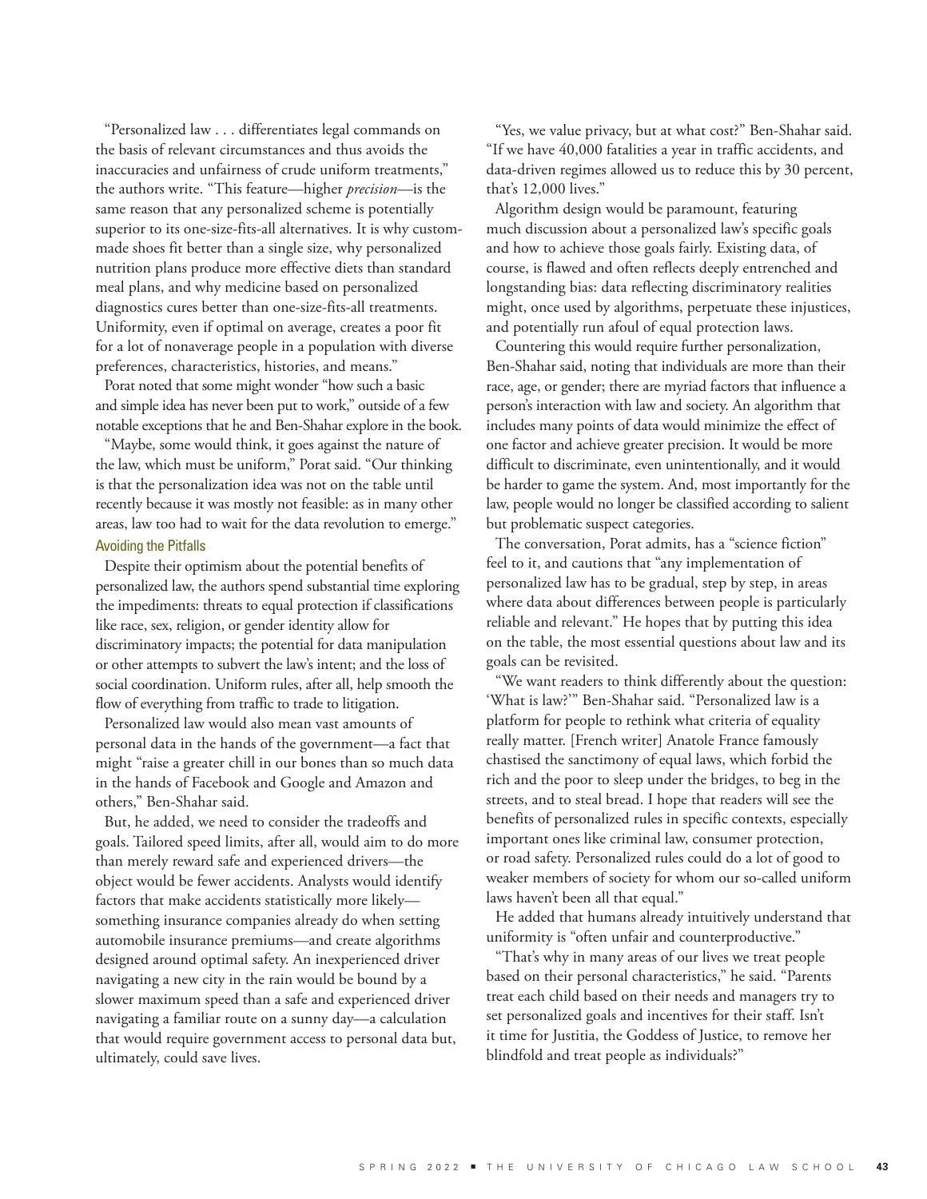"Personalized law . . . differentiates legal commands on the basis of relevant circumstances and thus avoids the inaccuracies and unfairness of crude uniform treatments," the authors write. "This feature—higher *precision*—is the same reason that any personalized scheme is potentially superior to its one-size-fits-all alternatives. It is why custom-made shoes fit better than a single size, why personalized nutrition plans produce more effective diets than standard meal plans, and why medicine based on personalized diagnostics cures better than one-size-fits-all treatments. Uniformity, even if optimal on average, creates a poor fit for a lot of nonaverage people in a population with diverse preferences, characteristics, histories, and means."

Porat noted that some might wonder "how such a basic and simple idea has never been put to work," outside of a few notable exceptions that he and Ben-Shahar explore in the book.

"Maybe, some would think, it goes against the nature of the law, which must be uniform," Porat said. "Our thinking is that the personalization idea was not on the table until recently because it was mostly not feasible: as in many other areas, law too had to wait for the data revolution to emerge."

### Avoiding the Pitfalls

Despite their optimism about the potential benefits of personalized law, the authors spend substantial time exploring the impediments: threats to equal protection if classifications like race, sex, religion, or gender identity allow for discriminatory impacts; the potential for data manipulation or other attempts to subvert the law's intent; and the loss of social coordination. Uniform rules, after all, help smooth the flow of everything from traffic to trade to litigation.

Personalized law would also mean vast amounts of personal data in the hands of the government—a fact that might "raise a greater chill in our bones than so much data in the hands of Facebook and Google and Amazon and others," Ben-Shahar said.

But, he added, we need to consider the tradeoffs and goals. Tailored speed limits, after all, would aim to do more than merely reward safe and experienced drivers—the object would be fewer accidents. Analysts would identify factors that make accidents statistically more likely—something insurance companies already do when setting automobile insurance premiums—and create algorithms designed around optimal safety. An inexperienced driver navigating a new city in the rain would be bound by a slower maximum speed than a safe and experienced driver navigating a familiar route on a sunny day—a calculation that would require government access to personal data but, ultimately, could save lives.

"Yes, we value privacy, but at what cost?" Ben-Shahar said. "If we have 40,000 fatalities a year in traffic accidents, and data-driven regimes allowed us to reduce this by 30 percent, that's 12,000 lives."

Algorithm design would be paramount, featuring much discussion about a personalized law's specific goals and how to achieve those goals fairly. Existing data, of course, is flawed and often reflects deeply entrenched and longstanding bias: data reflecting discriminatory realities might, once used by algorithms, perpetuate these injustices, and potentially run afoul of equal protection laws.

Countering this would require further personalization, Ben-Shahar said, noting that individuals are more than their race, age, or gender; there are myriad factors that influence a person's interaction with law and society. An algorithm that includes many points of data would minimize the effect of one factor and achieve greater precision. It would be more difficult to discriminate, even unintentionally, and it would be harder to game the system. And, most importantly for the law, people would no longer be classified according to salient but problematic suspect categories.

The conversation, Porat admits, has a "science fiction" feel to it, and cautions that "any implementation of personalized law has to be gradual, step by step, in areas where data about differences between people is particularly reliable and relevant." He hopes that by putting this idea on the table, the most essential questions about law and its goals can be revisited.

"We want readers to think differently about the question: 'What is law?'" Ben-Shahar said. "Personalized law is a platform for people to rethink what criteria of equality really matter. [French writer] Anatole France famously chastised the sanctimony of equal laws, which forbid the rich and the poor to sleep under the bridges, to beg in the streets, and to steal bread. I hope that readers will see the benefits of personalized rules in specific contexts, especially important ones like criminal law, consumer protection, or road safety. Personalized rules could do a lot of good to weaker members of society for whom our so-called uniform laws haven't been all that equal."

He added that humans already intuitively understand that uniformity is "often unfair and counterproductive."

"That's why in many areas of our lives we treat people based on their personal characteristics," he said. "Parents treat each child based on their needs and managers try to set personalized goals and incentives for their staff. Isn't it time for Justitia, the Goddess of Justice, to remove her blindfold and treat people as individuals?"